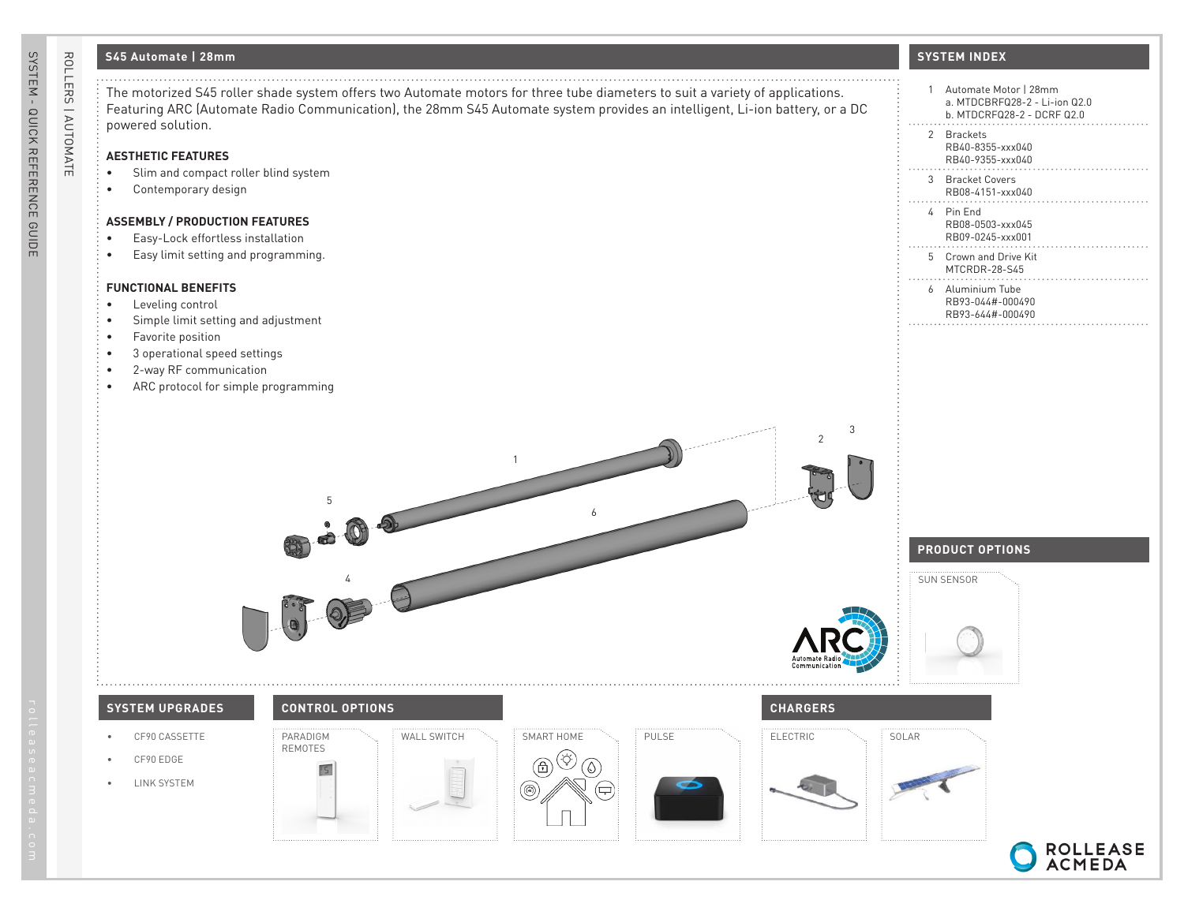## S45 Automate | 28mm

The motorized S45 roller shade system offers two Automate motors for three tube diameters to suit a variety of applications. Featuring ARC (Automate Radio Communication), the 28mm S45 Automate system provides an intelligent, Li-ion battery, or a DC powered solution.

### AESTHETIC FEATURES

- Slim and compact roller blind system
- Contemporary design

### ASSEMBLY / PRODUCTION FEATURES

- Easy-Lock effortless installation
- Easy limit setting and programming.

### FUNCTIONAL BENEFITS

- Leveling control
- Simple limit setting and adjustment
- Favorite position
- 3 operational speed settings
- 2-way RF communication
- ARC protocol for simple programming

ARC Automate Radio Communication

## SYSTEM INDEX

1. Automate Motor | 28mm
   a. MTDCBRFQ28-2 - Li-ion Q2.0
   b. MTDCRFQ28-2 - DCRF Q2.0
2. Brackets
   RB40-8355-xxx040
   RB40-9355-xxx040
3. Bracket Covers
   RB08-4151-xxx040
4. Pin End
   RB08-0503-xxx045
   RB09-0245-xxx001
5. Crown and Drive Kit
   MTCRDR-28-S45
6. Aluminium Tube
   RB93-044#-000490
   RB93-644#-000490

## PRODUCT OPTIONS

SUN SENSOR

## SYSTEM UPGRADES

- CF90 CASSETTE
- CF90 EDGE
- LINK SYSTEM

## CONTROL OPTIONS

PARADIGM REMOTES

WALL SWITCH

SMART HOME

PULSE

## CHARGERS

ELECTRIC

SOLAR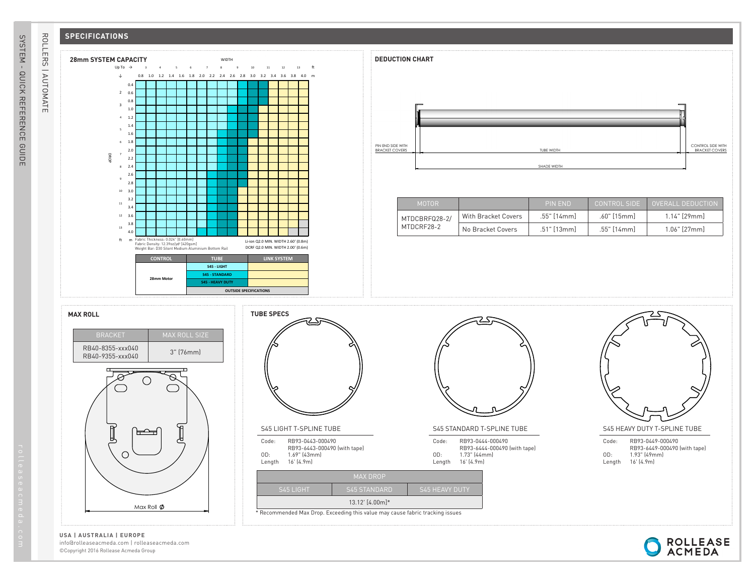## SPECIFICATIONS

### 28mm SYSTEM CAPACITY

WIDTH

Up To → 3 4 5 6 7 8 9 10 11 12 13 ft

0.8 1.0 1.2 1.4 1.6 1.8 2.0 2.2 2.4 2.6 2.8 3.0 3.2 3.4 3.6 3.8 4.0 m

DROP

2 3 4 5 6 7 8 9 10 11 12 13 ft

0.4 0.6 0.8 1.0 1.2 1.4 1.6 1.8 2.0 2.2 2.4 2.6 2.8 3.0 3.2 3.4 3.6 3.8 4.0 m

Fabric Thickness: 0.024" [0.60mm]
Fabric Density: 12.39oz/yd² [420gsm]
Weight Bar: D30 Silent Medium Aluminium Bottom Rail

Li-ion Q2.0 MIN. WIDTH 2.60' [0.8m]
DCRF Q2.0 MIN. WIDTH 2.00' [0.6m]

| CONTROL | TUBE | LINK SYSTEM |
|---|---|---|
| 28mm Motor | S45 - LIGHT | |
| | S45 - STANDARD | |
| | S45 - HEAVY DUTY | |
| | OUTSIDE SPECIFICATIONS | |

### DEDUCTION CHART

PIN END SIDE WITH BRACKET COVERS

CONTROL SIDE WITH BRACKET COVERS

TUBE WIDTH

SHADE WIDTH

| MOTOR | | PIN END | CONTROL SIDE | OVERALL DEDUCTION |
|---|---|---|---|---|
| MTDCBRFQ28-2/ MTDCRF28-2 | With Bracket Covers | .55" [14mm] | .60" [15mm] | 1.14" [29mm] |
| | No Bracket Covers | .51" [13mm] | .55" [14mm] | 1.06" [27mm] |

### MAX ROLL

| BRACKET | MAX ROLL SIZE |
|---|---|
| RB40-8355-xxx040 RB40-9355-xxx040 | 3" [76mm] |

Max Roll Ø

### TUBE SPECS

**S45 LIGHT T-SPLINE TUBE**

Code: RB93-0443-000490
RB93-6443-000490 (with tape)
OD: 1.69" (43mm)
Length 16' (4.9m)

**S45 STANDARD T-SPLINE TUBE**

Code: RB93-0444-000490
RB93-6444-000490 (with tape)
OD: 1.73" (44mm)
Length 16' (4.9m)

**S45 HEAVY DUTY T-SPLINE TUBE**

Code: RB93-0449-000490
RB93-6449-000490 (with tape)
OD: 1.93" (49mm)
Length 16' (4.9m)

| MAX DROP | | |
|---|---|---|
| S45 LIGHT | S45 STANDARD | S45 HEAVY DUTY |
| 13.12' [4.00m]* | | |

* Recommended Max Drop. Exceeding this value may cause fabric tracking issues

**USA | AUSTRALIA | EUROPE**
info@rolleaseacmeda.com | rolleaseacmeda.com
©Copyright 2016 Rollease Acmeda Group